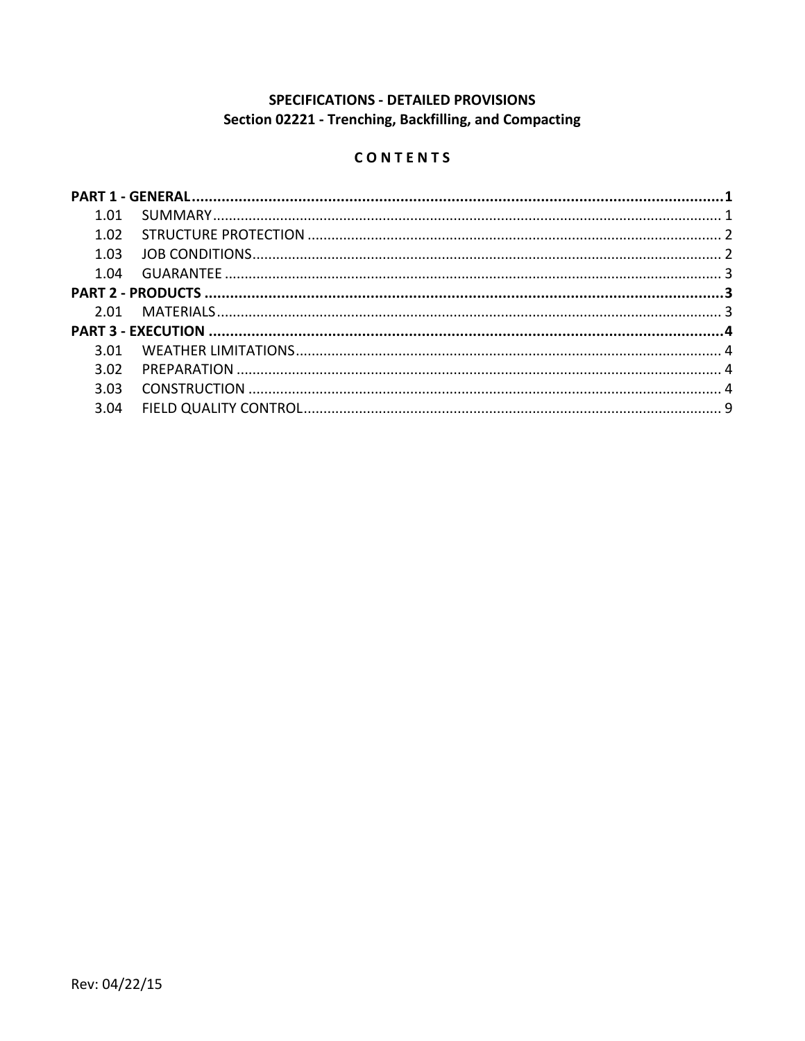**SPECIFICATIONS - DETAILED PROVISIONS**
**Section 02221 - Trenching, Backfilling, and Compacting**

**C O N T E N T S**

**PART 1 - GENERAL** .......... **1**
- 1.01 SUMMARY .......... 1
- 1.02 STRUCTURE PROTECTION .......... 2
- 1.03 JOB CONDITIONS .......... 2
- 1.04 GUARANTEE .......... 3

**PART 2 - PRODUCTS** .......... **3**
- 2.01 MATERIALS .......... 3

**PART 3 - EXECUTION** .......... **4**
- 3.01 WEATHER LIMITATIONS .......... 4
- 3.02 PREPARATION .......... 4
- 3.03 CONSTRUCTION .......... 4
- 3.04 FIELD QUALITY CONTROL .......... 9

Rev: 04/22/15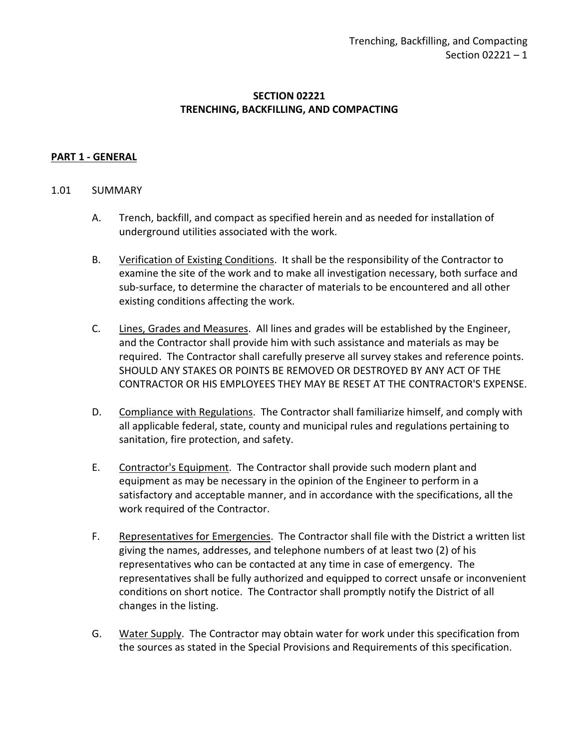# SECTION 02221
# TRENCHING, BACKFILLING, AND COMPACTING

## PART 1 - GENERAL

### 1.01 SUMMARY

A. Trench, backfill, and compact as specified herein and as needed for installation of underground utilities associated with the work.

B. <u>Verification of Existing Conditions</u>. It shall be the responsibility of the Contractor to examine the site of the work and to make all investigation necessary, both surface and sub-surface, to determine the character of materials to be encountered and all other existing conditions affecting the work.

C. <u>Lines, Grades and Measures</u>. All lines and grades will be established by the Engineer, and the Contractor shall provide him with such assistance and materials as may be required. The Contractor shall carefully preserve all survey stakes and reference points. SHOULD ANY STAKES OR POINTS BE REMOVED OR DESTROYED BY ANY ACT OF THE CONTRACTOR OR HIS EMPLOYEES THEY MAY BE RESET AT THE CONTRACTOR'S EXPENSE.

D. <u>Compliance with Regulations</u>. The Contractor shall familiarize himself, and comply with all applicable federal, state, county and municipal rules and regulations pertaining to sanitation, fire protection, and safety.

E. <u>Contractor's Equipment</u>. The Contractor shall provide such modern plant and equipment as may be necessary in the opinion of the Engineer to perform in a satisfactory and acceptable manner, and in accordance with the specifications, all the work required of the Contractor.

F. <u>Representatives for Emergencies</u>. The Contractor shall file with the District a written list giving the names, addresses, and telephone numbers of at least two (2) of his representatives who can be contacted at any time in case of emergency. The representatives shall be fully authorized and equipped to correct unsafe or inconvenient conditions on short notice. The Contractor shall promptly notify the District of all changes in the listing.

G. <u>Water Supply</u>. The Contractor may obtain water for work under this specification from the sources as stated in the Special Provisions and Requirements of this specification.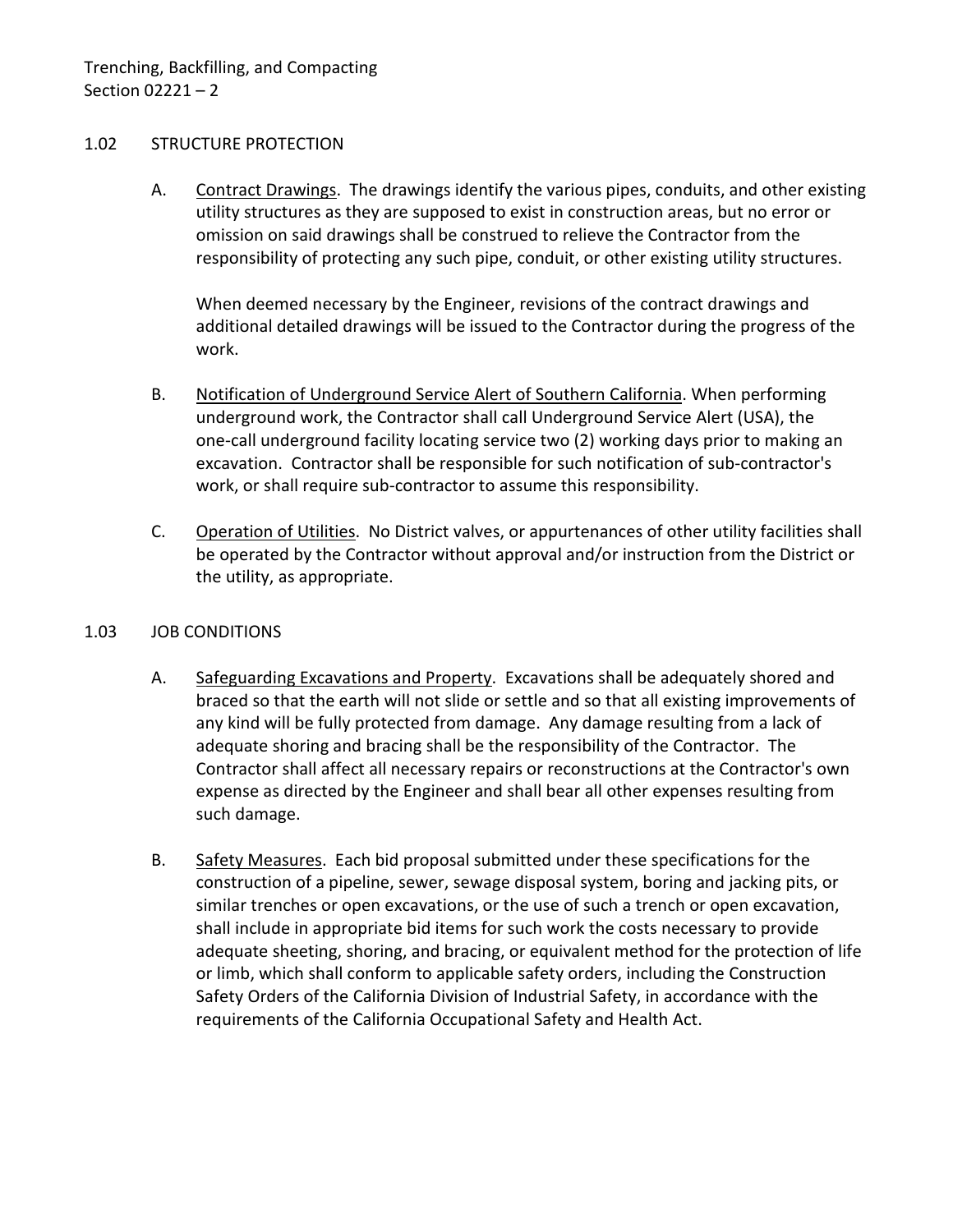## 1.02 STRUCTURE PROTECTION

A. Contract Drawings. The drawings identify the various pipes, conduits, and other existing utility structures as they are supposed to exist in construction areas, but no error or omission on said drawings shall be construed to relieve the Contractor from the responsibility of protecting any such pipe, conduit, or other existing utility structures.

   When deemed necessary by the Engineer, revisions of the contract drawings and additional detailed drawings will be issued to the Contractor during the progress of the work.

B. Notification of Underground Service Alert of Southern California. When performing underground work, the Contractor shall call Underground Service Alert (USA), the one-call underground facility locating service two (2) working days prior to making an excavation. Contractor shall be responsible for such notification of sub-contractor's work, or shall require sub-contractor to assume this responsibility.

C. Operation of Utilities. No District valves, or appurtenances of other utility facilities shall be operated by the Contractor without approval and/or instruction from the District or the utility, as appropriate.

## 1.03 JOB CONDITIONS

A. Safeguarding Excavations and Property. Excavations shall be adequately shored and braced so that the earth will not slide or settle and so that all existing improvements of any kind will be fully protected from damage. Any damage resulting from a lack of adequate shoring and bracing shall be the responsibility of the Contractor. The Contractor shall affect all necessary repairs or reconstructions at the Contractor's own expense as directed by the Engineer and shall bear all other expenses resulting from such damage.

B. Safety Measures. Each bid proposal submitted under these specifications for the construction of a pipeline, sewer, sewage disposal system, boring and jacking pits, or similar trenches or open excavations, or the use of such a trench or open excavation, shall include in appropriate bid items for such work the costs necessary to provide adequate sheeting, shoring, and bracing, or equivalent method for the protection of life or limb, which shall conform to applicable safety orders, including the Construction Safety Orders of the California Division of Industrial Safety, in accordance with the requirements of the California Occupational Safety and Health Act.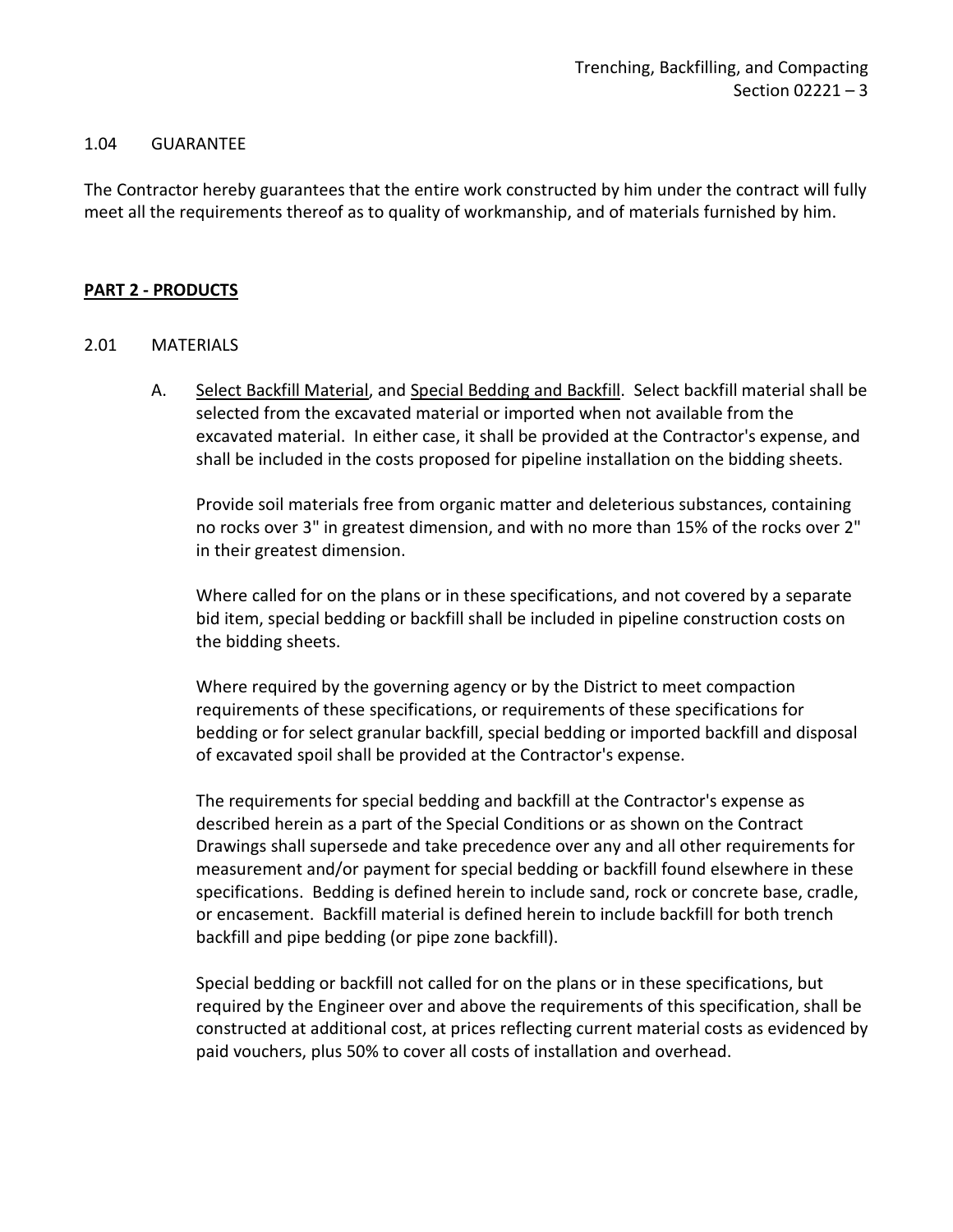1.04 GUARANTEE

The Contractor hereby guarantees that the entire work constructed by him under the contract will fully meet all the requirements thereof as to quality of workmanship, and of materials furnished by him.

## PART 2 - PRODUCTS

2.01 MATERIALS

A. Select Backfill Material, and Special Bedding and Backfill. Select backfill material shall be selected from the excavated material or imported when not available from the excavated material. In either case, it shall be provided at the Contractor's expense, and shall be included in the costs proposed for pipeline installation on the bidding sheets.

   Provide soil materials free from organic matter and deleterious substances, containing no rocks over 3" in greatest dimension, and with no more than 15% of the rocks over 2" in their greatest dimension.

   Where called for on the plans or in these specifications, and not covered by a separate bid item, special bedding or backfill shall be included in pipeline construction costs on the bidding sheets.

   Where required by the governing agency or by the District to meet compaction requirements of these specifications, or requirements of these specifications for bedding or for select granular backfill, special bedding or imported backfill and disposal of excavated spoil shall be provided at the Contractor's expense.

   The requirements for special bedding and backfill at the Contractor's expense as described herein as a part of the Special Conditions or as shown on the Contract Drawings shall supersede and take precedence over any and all other requirements for measurement and/or payment for special bedding or backfill found elsewhere in these specifications. Bedding is defined herein to include sand, rock or concrete base, cradle, or encasement. Backfill material is defined herein to include backfill for both trench backfill and pipe bedding (or pipe zone backfill).

   Special bedding or backfill not called for on the plans or in these specifications, but required by the Engineer over and above the requirements of this specification, shall be constructed at additional cost, at prices reflecting current material costs as evidenced by paid vouchers, plus 50% to cover all costs of installation and overhead.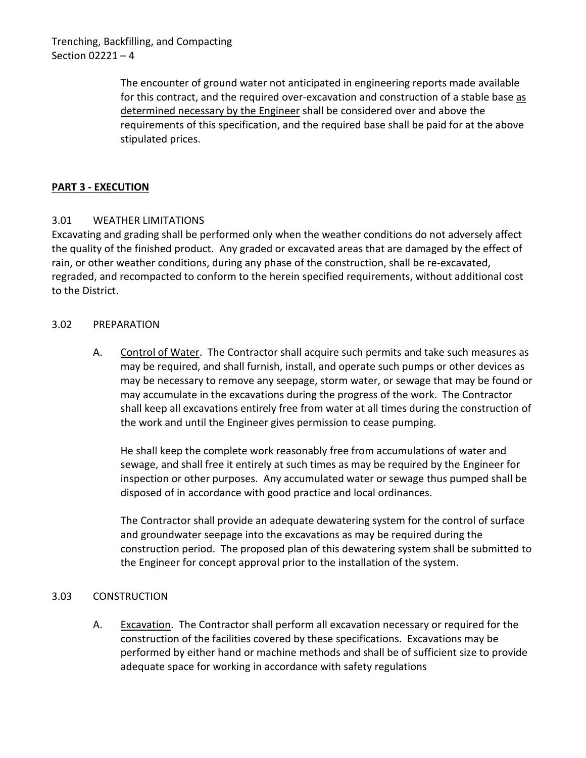The encounter of ground water not anticipated in engineering reports made available for this contract, and the required over-excavation and construction of a stable base <u>as determined necessary by the Engineer</u> shall be considered over and above the requirements of this specification, and the required base shall be paid for at the above stipulated prices.

## **PART 3 - EXECUTION**

### 3.01 WEATHER LIMITATIONS

Excavating and grading shall be performed only when the weather conditions do not adversely affect the quality of the finished product. Any graded or excavated areas that are damaged by the effect of rain, or other weather conditions, during any phase of the construction, shall be re-excavated, regraded, and recompacted to conform to the herein specified requirements, without additional cost to the District.

### 3.02 PREPARATION

A. <u>Control of Water</u>. The Contractor shall acquire such permits and take such measures as may be required, and shall furnish, install, and operate such pumps or other devices as may be necessary to remove any seepage, storm water, or sewage that may be found or may accumulate in the excavations during the progress of the work. The Contractor shall keep all excavations entirely free from water at all times during the construction of the work and until the Engineer gives permission to cease pumping.

He shall keep the complete work reasonably free from accumulations of water and sewage, and shall free it entirely at such times as may be required by the Engineer for inspection or other purposes. Any accumulated water or sewage thus pumped shall be disposed of in accordance with good practice and local ordinances.

The Contractor shall provide an adequate dewatering system for the control of surface and groundwater seepage into the excavations as may be required during the construction period. The proposed plan of this dewatering system shall be submitted to the Engineer for concept approval prior to the installation of the system.

### 3.03 CONSTRUCTION

A. <u>Excavation</u>. The Contractor shall perform all excavation necessary or required for the construction of the facilities covered by these specifications. Excavations may be performed by either hand or machine methods and shall be of sufficient size to provide adequate space for working in accordance with safety regulations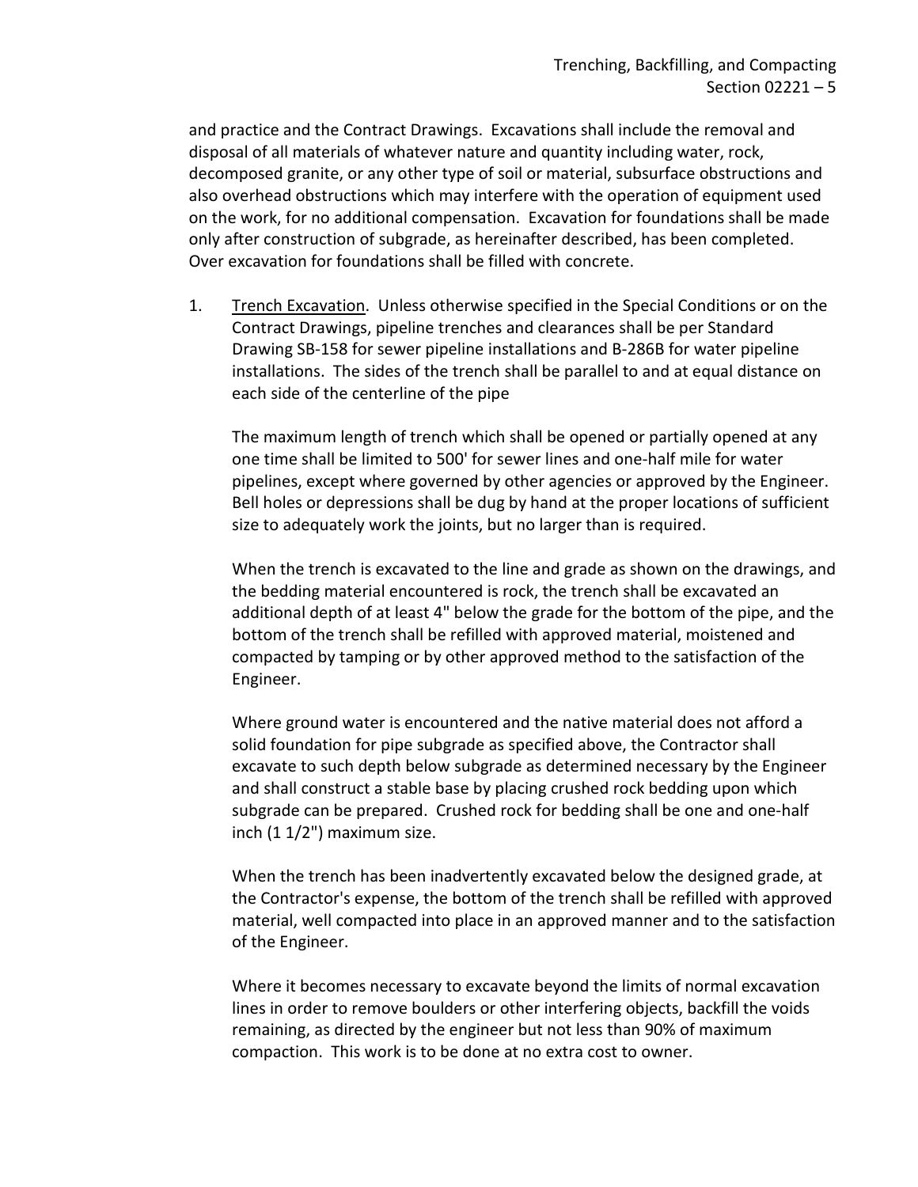and practice and the Contract Drawings. Excavations shall include the removal and disposal of all materials of whatever nature and quantity including water, rock, decomposed granite, or any other type of soil or material, subsurface obstructions and also overhead obstructions which may interfere with the operation of equipment used on the work, for no additional compensation. Excavation for foundations shall be made only after construction of subgrade, as hereinafter described, has been completed. Over excavation for foundations shall be filled with concrete.

1. Trench Excavation. Unless otherwise specified in the Special Conditions or on the Contract Drawings, pipeline trenches and clearances shall be per Standard Drawing SB-158 for sewer pipeline installations and B-286B for water pipeline installations. The sides of the trench shall be parallel to and at equal distance on each side of the centerline of the pipe

   The maximum length of trench which shall be opened or partially opened at any one time shall be limited to 500' for sewer lines and one-half mile for water pipelines, except where governed by other agencies or approved by the Engineer. Bell holes or depressions shall be dug by hand at the proper locations of sufficient size to adequately work the joints, but no larger than is required.

   When the trench is excavated to the line and grade as shown on the drawings, and the bedding material encountered is rock, the trench shall be excavated an additional depth of at least 4" below the grade for the bottom of the pipe, and the bottom of the trench shall be refilled with approved material, moistened and compacted by tamping or by other approved method to the satisfaction of the Engineer.

   Where ground water is encountered and the native material does not afford a solid foundation for pipe subgrade as specified above, the Contractor shall excavate to such depth below subgrade as determined necessary by the Engineer and shall construct a stable base by placing crushed rock bedding upon which subgrade can be prepared. Crushed rock for bedding shall be one and one-half inch (1 1/2") maximum size.

   When the trench has been inadvertently excavated below the designed grade, at the Contractor's expense, the bottom of the trench shall be refilled with approved material, well compacted into place in an approved manner and to the satisfaction of the Engineer.

   Where it becomes necessary to excavate beyond the limits of normal excavation lines in order to remove boulders or other interfering objects, backfill the voids remaining, as directed by the engineer but not less than 90% of maximum compaction. This work is to be done at no extra cost to owner.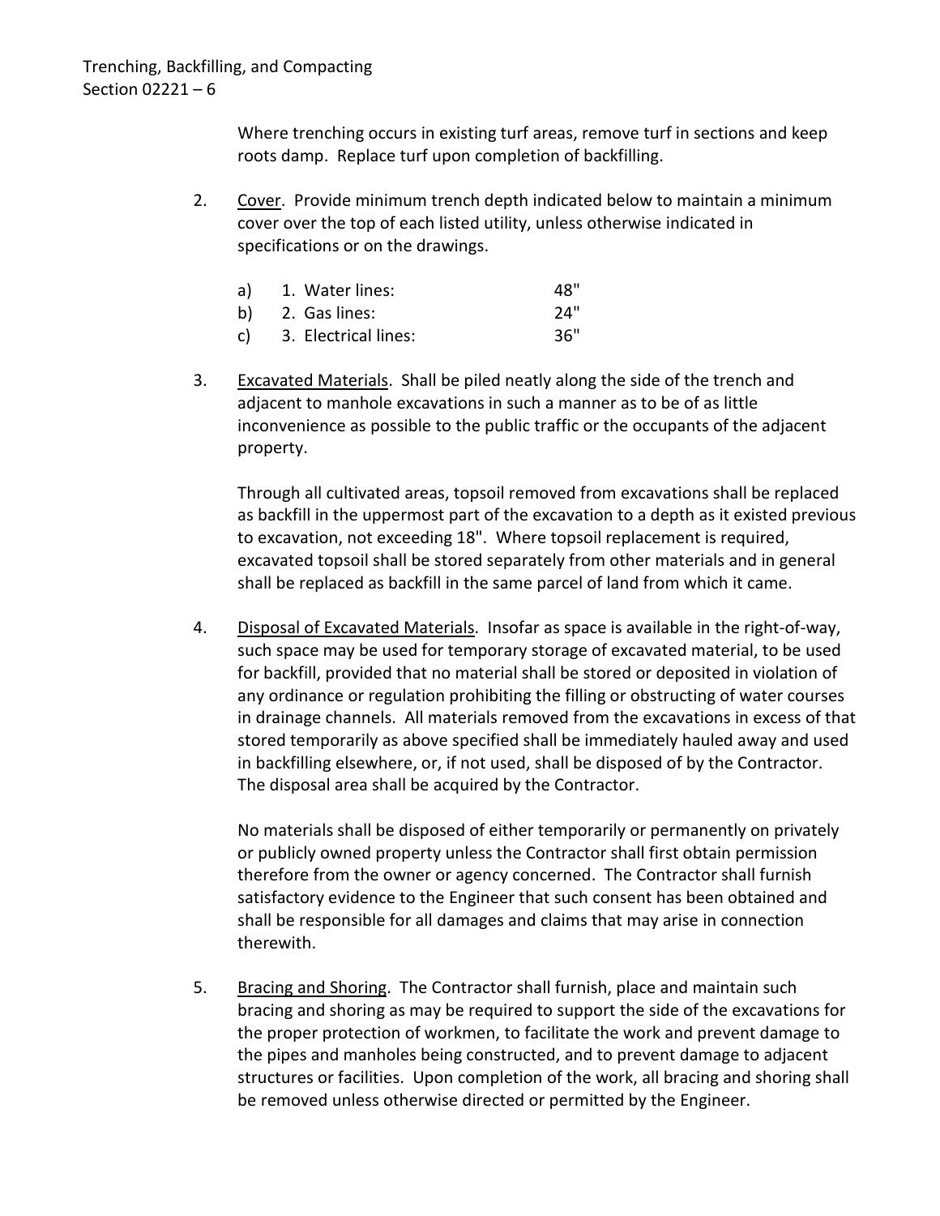Where trenching occurs in existing turf areas, remove turf in sections and keep roots damp. Replace turf upon completion of backfilling.

2. Cover. Provide minimum trench depth indicated below to maintain a minimum cover over the top of each listed utility, unless otherwise indicated in specifications or on the drawings.

   a) 1. Water lines: 48"
   b) 2. Gas lines: 24"
   c) 3. Electrical lines: 36"

3. Excavated Materials. Shall be piled neatly along the side of the trench and adjacent to manhole excavations in such a manner as to be of as little inconvenience as possible to the public traffic or the occupants of the adjacent property.

   Through all cultivated areas, topsoil removed from excavations shall be replaced as backfill in the uppermost part of the excavation to a depth as it existed previous to excavation, not exceeding 18". Where topsoil replacement is required, excavated topsoil shall be stored separately from other materials and in general shall be replaced as backfill in the same parcel of land from which it came.

4. Disposal of Excavated Materials. Insofar as space is available in the right-of-way, such space may be used for temporary storage of excavated material, to be used for backfill, provided that no material shall be stored or deposited in violation of any ordinance or regulation prohibiting the filling or obstructing of water courses in drainage channels. All materials removed from the excavations in excess of that stored temporarily as above specified shall be immediately hauled away and used in backfilling elsewhere, or, if not used, shall be disposed of by the Contractor. The disposal area shall be acquired by the Contractor.

   No materials shall be disposed of either temporarily or permanently on privately or publicly owned property unless the Contractor shall first obtain permission therefore from the owner or agency concerned. The Contractor shall furnish satisfactory evidence to the Engineer that such consent has been obtained and shall be responsible for all damages and claims that may arise in connection therewith.

5. Bracing and Shoring. The Contractor shall furnish, place and maintain such bracing and shoring as may be required to support the side of the excavations for the proper protection of workmen, to facilitate the work and prevent damage to the pipes and manholes being constructed, and to prevent damage to adjacent structures or facilities. Upon completion of the work, all bracing and shoring shall be removed unless otherwise directed or permitted by the Engineer.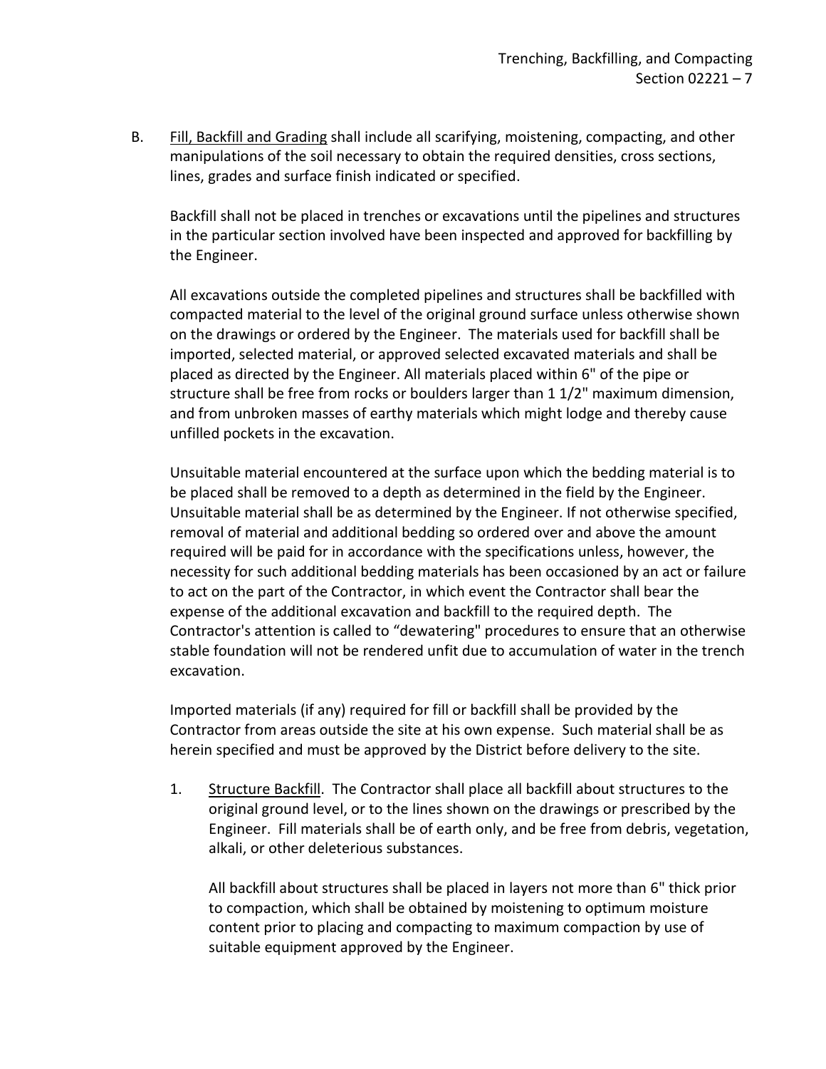B. <u>Fill, Backfill and Grading</u> shall include all scarifying, moistening, compacting, and other manipulations of the soil necessary to obtain the required densities, cross sections, lines, grades and surface finish indicated or specified.

Backfill shall not be placed in trenches or excavations until the pipelines and structures in the particular section involved have been inspected and approved for backfilling by the Engineer.

All excavations outside the completed pipelines and structures shall be backfilled with compacted material to the level of the original ground surface unless otherwise shown on the drawings or ordered by the Engineer. The materials used for backfill shall be imported, selected material, or approved selected excavated materials and shall be placed as directed by the Engineer. All materials placed within 6" of the pipe or structure shall be free from rocks or boulders larger than 1 1/2" maximum dimension, and from unbroken masses of earthy materials which might lodge and thereby cause unfilled pockets in the excavation.

Unsuitable material encountered at the surface upon which the bedding material is to be placed shall be removed to a depth as determined in the field by the Engineer. Unsuitable material shall be as determined by the Engineer. If not otherwise specified, removal of material and additional bedding so ordered over and above the amount required will be paid for in accordance with the specifications unless, however, the necessity for such additional bedding materials has been occasioned by an act or failure to act on the part of the Contractor, in which event the Contractor shall bear the expense of the additional excavation and backfill to the required depth. The Contractor's attention is called to “dewatering" procedures to ensure that an otherwise stable foundation will not be rendered unfit due to accumulation of water in the trench excavation.

Imported materials (if any) required for fill or backfill shall be provided by the Contractor from areas outside the site at his own expense. Such material shall be as herein specified and must be approved by the District before delivery to the site.

1. <u>Structure Backfill</u>. The Contractor shall place all backfill about structures to the original ground level, or to the lines shown on the drawings or prescribed by the Engineer. Fill materials shall be of earth only, and be free from debris, vegetation, alkali, or other deleterious substances.

   All backfill about structures shall be placed in layers not more than 6" thick prior to compaction, which shall be obtained by moistening to optimum moisture content prior to placing and compacting to maximum compaction by use of suitable equipment approved by the Engineer.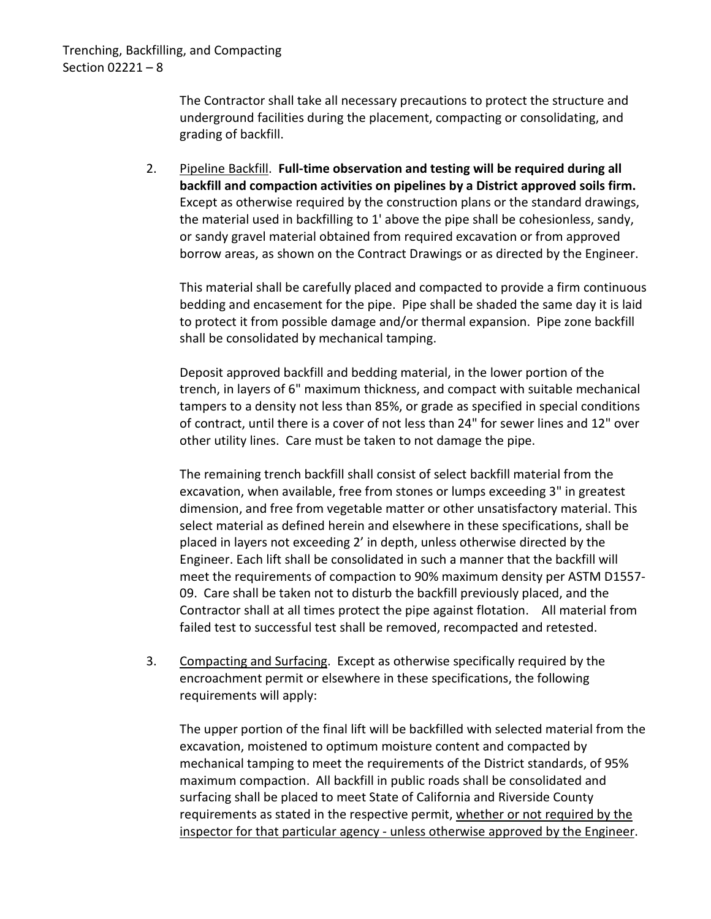The Contractor shall take all necessary precautions to protect the structure and underground facilities during the placement, compacting or consolidating, and grading of backfill.

2. <u>Pipeline Backfill</u>. **Full-time observation and testing will be required during all backfill and compaction activities on pipelines by a District approved soils firm.** Except as otherwise required by the construction plans or the standard drawings, the material used in backfilling to 1' above the pipe shall be cohesionless, sandy, or sandy gravel material obtained from required excavation or from approved borrow areas, as shown on the Contract Drawings or as directed by the Engineer.

   This material shall be carefully placed and compacted to provide a firm continuous bedding and encasement for the pipe. Pipe shall be shaded the same day it is laid to protect it from possible damage and/or thermal expansion. Pipe zone backfill shall be consolidated by mechanical tamping.

   Deposit approved backfill and bedding material, in the lower portion of the trench, in layers of 6" maximum thickness, and compact with suitable mechanical tampers to a density not less than 85%, or grade as specified in special conditions of contract, until there is a cover of not less than 24" for sewer lines and 12" over other utility lines. Care must be taken to not damage the pipe.

   The remaining trench backfill shall consist of select backfill material from the excavation, when available, free from stones or lumps exceeding 3" in greatest dimension, and free from vegetable matter or other unsatisfactory material. This select material as defined herein and elsewhere in these specifications, shall be placed in layers not exceeding 2' in depth, unless otherwise directed by the Engineer. Each lift shall be consolidated in such a manner that the backfill will meet the requirements of compaction to 90% maximum density per ASTM D1557-09. Care shall be taken not to disturb the backfill previously placed, and the Contractor shall at all times protect the pipe against flotation. All material from failed test to successful test shall be removed, recompacted and retested.

3. <u>Compacting and Surfacing</u>. Except as otherwise specifically required by the encroachment permit or elsewhere in these specifications, the following requirements will apply:

   The upper portion of the final lift will be backfilled with selected material from the excavation, moistened to optimum moisture content and compacted by mechanical tamping to meet the requirements of the District standards, of 95% maximum compaction. All backfill in public roads shall be consolidated and surfacing shall be placed to meet State of California and Riverside County requirements as stated in the respective permit, <u>whether or not required by the inspector for that particular agency - unless otherwise approved by the Engineer</u>.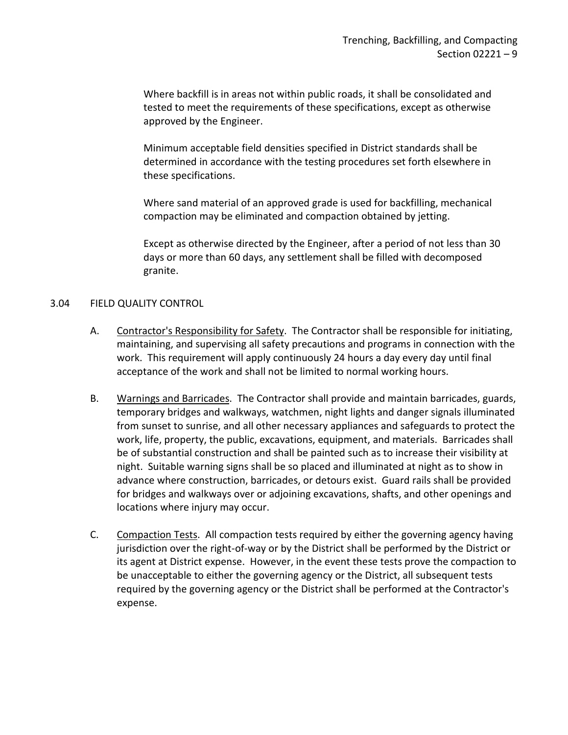Where backfill is in areas not within public roads, it shall be consolidated and tested to meet the requirements of these specifications, except as otherwise approved by the Engineer.

Minimum acceptable field densities specified in District standards shall be determined in accordance with the testing procedures set forth elsewhere in these specifications.

Where sand material of an approved grade is used for backfilling, mechanical compaction may be eliminated and compaction obtained by jetting.

Except as otherwise directed by the Engineer, after a period of not less than 30 days or more than 60 days, any settlement shall be filled with decomposed granite.

## 3.04 FIELD QUALITY CONTROL

A. Contractor's Responsibility for Safety. The Contractor shall be responsible for initiating, maintaining, and supervising all safety precautions and programs in connection with the work. This requirement will apply continuously 24 hours a day every day until final acceptance of the work and shall not be limited to normal working hours.

B. Warnings and Barricades. The Contractor shall provide and maintain barricades, guards, temporary bridges and walkways, watchmen, night lights and danger signals illuminated from sunset to sunrise, and all other necessary appliances and safeguards to protect the work, life, property, the public, excavations, equipment, and materials. Barricades shall be of substantial construction and shall be painted such as to increase their visibility at night. Suitable warning signs shall be so placed and illuminated at night as to show in advance where construction, barricades, or detours exist. Guard rails shall be provided for bridges and walkways over or adjoining excavations, shafts, and other openings and locations where injury may occur.

C. Compaction Tests. All compaction tests required by either the governing agency having jurisdiction over the right-of-way or by the District shall be performed by the District or its agent at District expense. However, in the event these tests prove the compaction to be unacceptable to either the governing agency or the District, all subsequent tests required by the governing agency or the District shall be performed at the Contractor's expense.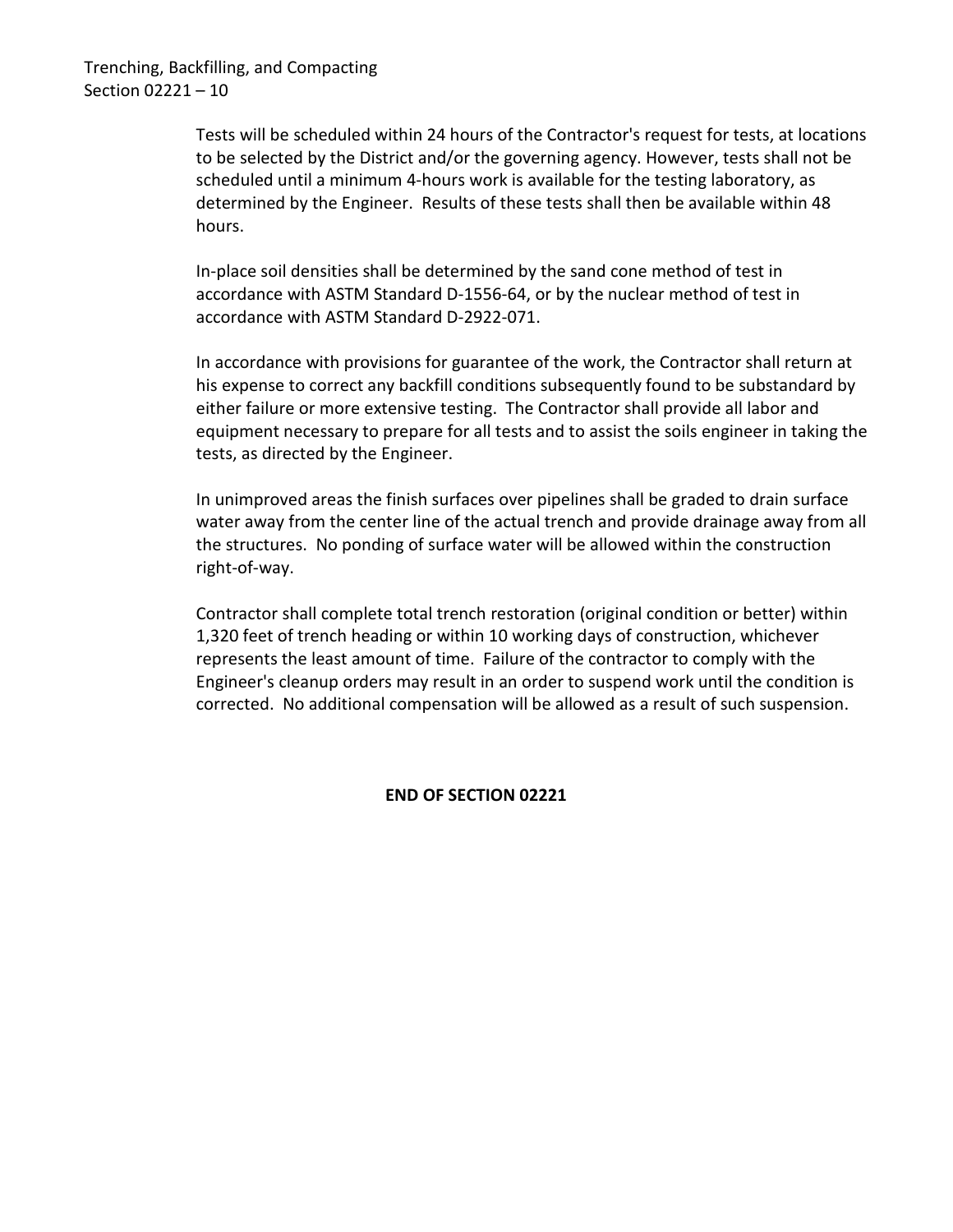Tests will be scheduled within 24 hours of the Contractor's request for tests, at locations to be selected by the District and/or the governing agency. However, tests shall not be scheduled until a minimum 4-hours work is available for the testing laboratory, as determined by the Engineer. Results of these tests shall then be available within 48 hours.

In-place soil densities shall be determined by the sand cone method of test in accordance with ASTM Standard D-1556-64, or by the nuclear method of test in accordance with ASTM Standard D-2922-071.

In accordance with provisions for guarantee of the work, the Contractor shall return at his expense to correct any backfill conditions subsequently found to be substandard by either failure or more extensive testing. The Contractor shall provide all labor and equipment necessary to prepare for all tests and to assist the soils engineer in taking the tests, as directed by the Engineer.

In unimproved areas the finish surfaces over pipelines shall be graded to drain surface water away from the center line of the actual trench and provide drainage away from all the structures. No ponding of surface water will be allowed within the construction right-of-way.

Contractor shall complete total trench restoration (original condition or better) within 1,320 feet of trench heading or within 10 working days of construction, whichever represents the least amount of time. Failure of the contractor to comply with the Engineer's cleanup orders may result in an order to suspend work until the condition is corrected. No additional compensation will be allowed as a result of such suspension.

**END OF SECTION 02221**